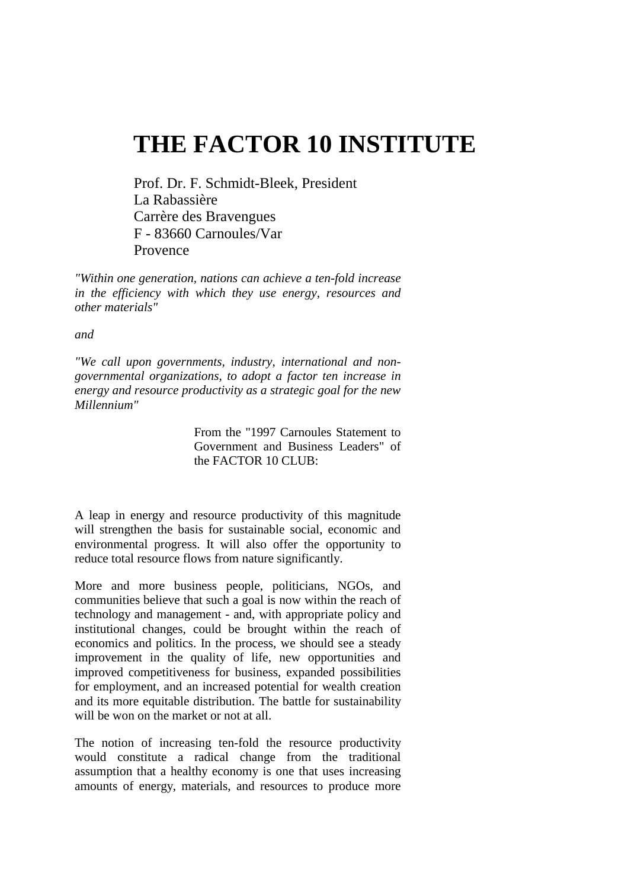# THE FACTOR 10 INSTITUTE

Prof. Dr. F. Schmidt-Bleek, President
La Rabassière
Carrère des Bravengues
F - 83660 Carnoules/Var
Provence

*"Within one generation, nations can achieve a ten-fold increase in the efficiency with which they use energy, resources and other materials"*

*and*

*"We call upon governments, industry, international and non-governmental organizations, to adopt a factor ten increase in energy and resource productivity as a strategic goal for the new Millennium"*

From the "1997 Carnoules Statement to Government and Business Leaders" of the FACTOR 10 CLUB:

A leap in energy and resource productivity of this magnitude will strengthen the basis for sustainable social, economic and environmental progress. It will also offer the opportunity to reduce total resource flows from nature significantly.

More and more business people, politicians, NGOs, and communities believe that such a goal is now within the reach of technology and management - and, with appropriate policy and institutional changes, could be brought within the reach of economics and politics. In the process, we should see a steady improvement in the quality of life, new opportunities and improved competitiveness for business, expanded possibilities for employment, and an increased potential for wealth creation and its more equitable distribution. The battle for sustainability will be won on the market or not at all.

The notion of increasing ten-fold the resource productivity would constitute a radical change from the traditional assumption that a healthy economy is one that uses increasing amounts of energy, materials, and resources to produce more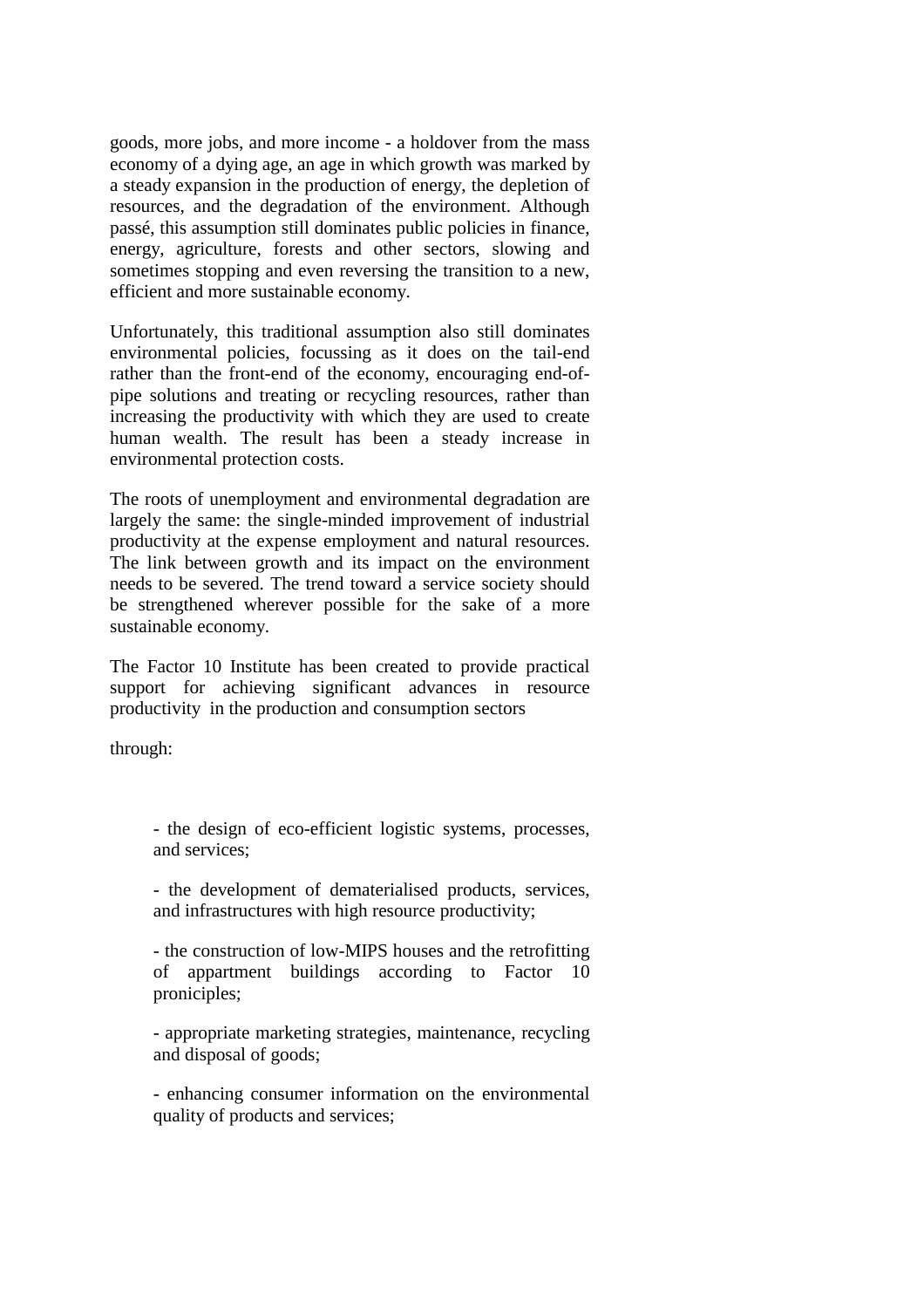goods, more jobs, and more income - a holdover from the mass economy of a dying age, an age in which growth was marked by a steady expansion in the production of energy, the depletion of resources, and the degradation of the environment. Although passé, this assumption still dominates public policies in finance, energy, agriculture, forests and other sectors, slowing and sometimes stopping and even reversing the transition to a new, efficient and more sustainable economy.

Unfortunately, this traditional assumption also still dominates environmental policies, focussing as it does on the tail-end rather than the front-end of the economy, encouraging end-of-pipe solutions and treating or recycling resources, rather than increasing the productivity with which they are used to create human wealth. The result has been a steady increase in environmental protection costs.

The roots of unemployment and environmental degradation are largely the same: the single-minded improvement of industrial productivity at the expense employment and natural resources. The link between growth and its impact on the environment needs to be severed. The trend toward a service society should be strengthened wherever possible for the sake of a more sustainable economy.

The Factor 10 Institute has been created to provide practical support for achieving significant advances in resource productivity in the production and consumption sectors

through:

- the design of eco-efficient logistic systems, processes, and services;
- the development of dematerialised products, services, and infrastructures with high resource productivity;
- the construction of low-MIPS houses and the retrofitting of appartment buildings according to Factor 10 pronicriples;
- appropriate marketing strategies, maintenance, recycling and disposal of goods;
- enhancing consumer information on the environmental quality of products and services;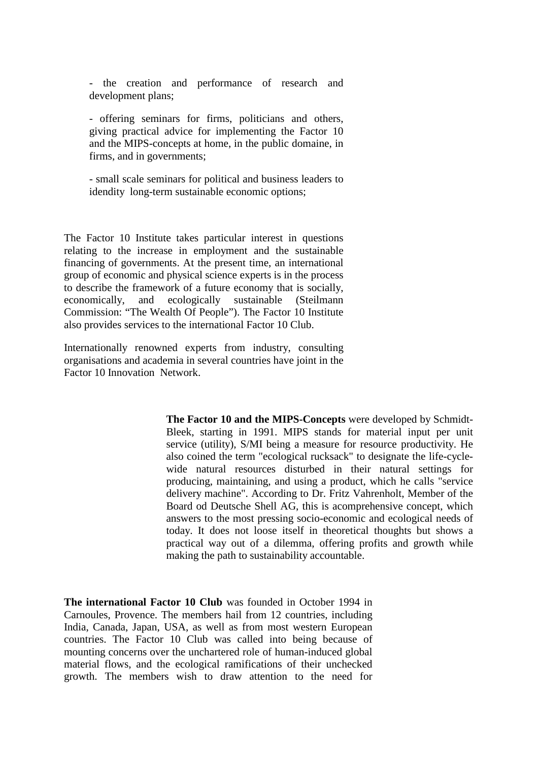- the creation and performance of research and development plans;

- offering seminars for firms, politicians and others, giving practical advice for implementing the Factor 10 and the MIPS-concepts at home, in the public domaine, in firms, and in governments;

- small scale seminars for political and business leaders to idendity long-term sustainable economic options;

The Factor 10 Institute takes particular interest in questions relating to the increase in employment and the sustainable financing of governments. At the present time, an international group of economic and physical science experts is in the process to describe the framework of a future economy that is socially, economically, and ecologically sustainable (Steilmann Commission: "The Wealth Of People"). The Factor 10 Institute also provides services to the international Factor 10 Club.

Internationally renowned experts from industry, consulting organisations and academia in several countries have joint in the Factor 10 Innovation Network.

**The Factor 10 and the MIPS-Concepts** were developed by Schmidt-Bleek, starting in 1991. MIPS stands for material input per unit service (utility), S/MI being a measure for resource productivity. He also coined the term "ecological rucksack" to designate the life-cycle-wide natural resources disturbed in their natural settings for producing, maintaining, and using a product, which he calls "service delivery machine". According to Dr. Fritz Vahrenholt, Member of the Board od Deutsche Shell AG, this is acomprehensive concept, which answers to the most pressing socio-economic and ecological needs of today. It does not loose itself in theoretical thoughts but shows a practical way out of a dilemma, offering profits and growth while making the path to sustainability accountable.

**The international Factor 10 Club** was founded in October 1994 in Carnoules, Provence. The members hail from 12 countries, including India, Canada, Japan, USA, as well as from most western European countries. The Factor 10 Club was called into being because of mounting concerns over the unchartered role of human-induced global material flows, and the ecological ramifications of their unchecked growth. The members wish to draw attention to the need for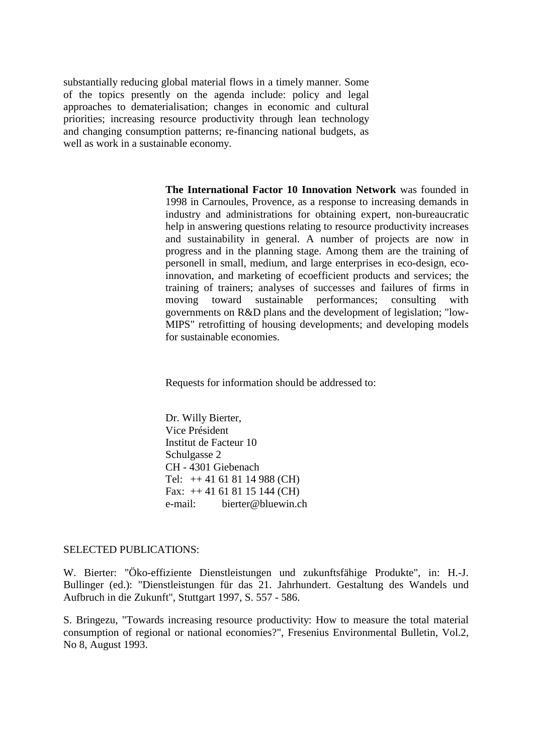substantially reducing global material flows in a timely manner. Some of the topics presently on the agenda include: policy and legal approaches to dematerialisation; changes in economic and cultural priorities; increasing resource productivity through lean technology and changing consumption patterns; re-financing national budgets, as well as work in a sustainable economy.

**The International Factor 10 Innovation Network** was founded in 1998 in Carnoules, Provence, as a response to increasing demands in industry and administrations for obtaining expert, non-bureaucratic help in answering questions relating to resource productivity increases and sustainability in general. A number of projects are now in progress and in the planning stage. Among them are the training of personell in small, medium, and large enterprises in eco-design, eco-innovation, and marketing of ecoefficient products and services; the training of trainers; analyses of successes and failures of firms in moving toward sustainable performances; consulting with governments on R&D plans and the development of legislation; "low-MIPS" retrofitting of housing developments; and developing models for sustainable economies.

Requests for information should be addressed to:

Dr. Willy Bierter,
Vice Président
Institut de Facteur 10
Schulgasse 2
CH - 4301 Giebenach
Tel: ++ 41 61 81 14 988 (CH)
Fax: ++ 41 61 81 15 144 (CH)
e-mail: bierter@bluewin.ch

SELECTED PUBLICATIONS:

W. Bierter: "Öko-effiziente Dienstleistungen und zukunftsfähige Produkte", in: H.-J. Bullinger (ed.): "Dienstleistungen für das 21. Jahrhundert. Gestaltung des Wandels und Aufbruch in die Zukunft", Stuttgart 1997, S. 557 - 586.

S. Bringezu, "Towards increasing resource productivity: How to measure the total material consumption of regional or national economies?", Fresenius Environmental Bulletin, Vol.2, No 8, August 1993.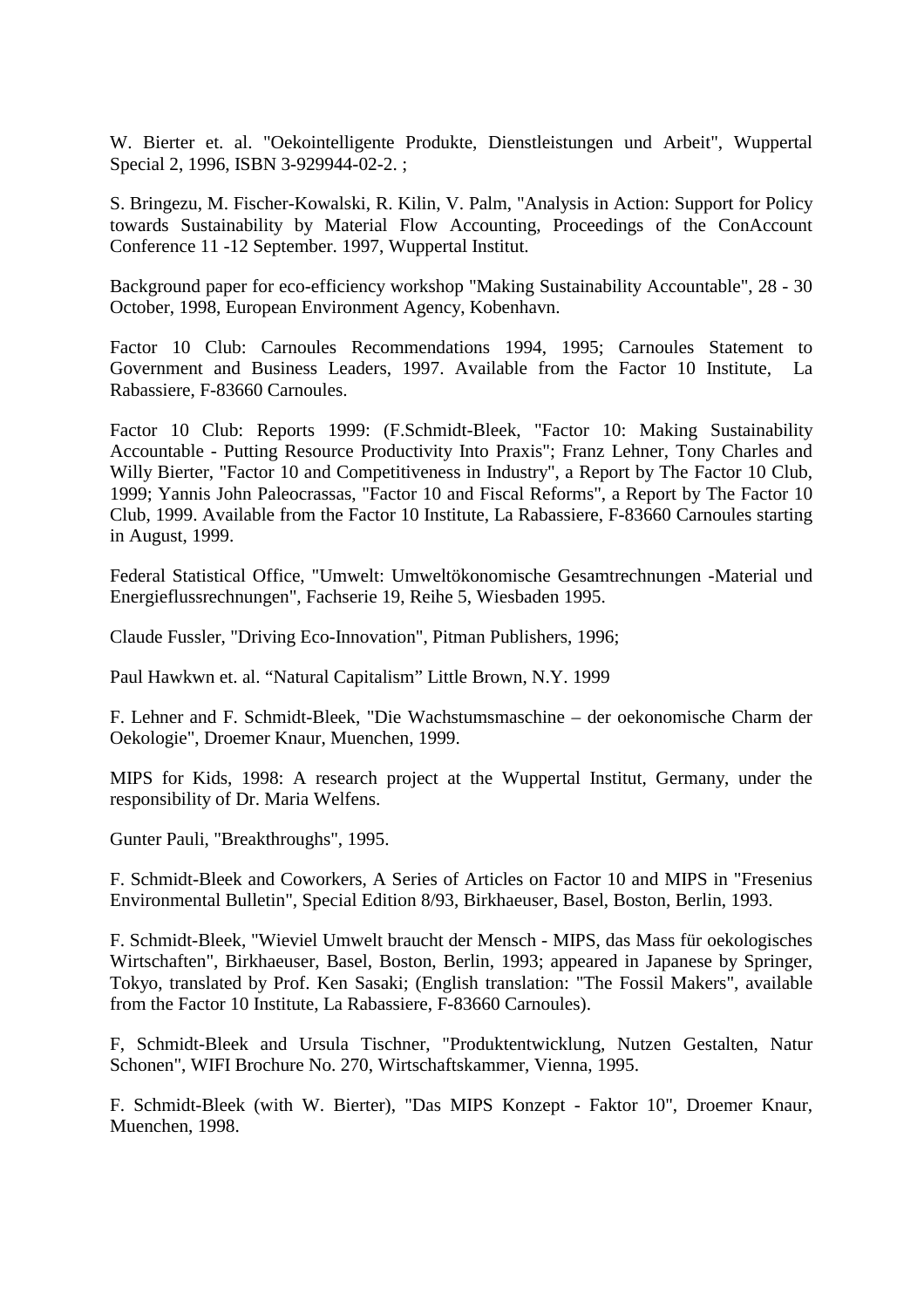W. Bierter et. al. "Oekointelligente Produkte, Dienstleistungen und Arbeit", Wuppertal Special 2, 1996, ISBN 3-929944-02-2. ;

S. Bringezu, M. Fischer-Kowalski, R. Kilin, V. Palm, "Analysis in Action: Support for Policy towards Sustainability by Material Flow Accounting, Proceedings of the ConAccount Conference 11 -12 September. 1997, Wuppertal Institut.

Background paper for eco-efficiency workshop "Making Sustainability Accountable", 28 - 30 October, 1998, European Environment Agency, Kobenhavn.

Factor 10 Club: Carnoules Recommendations 1994, 1995; Carnoules Statement to Government and Business Leaders, 1997. Available from the Factor 10 Institute, La Rabassiere, F-83660 Carnoules.

Factor 10 Club: Reports 1999: (F.Schmidt-Bleek, "Factor 10: Making Sustainability Accountable - Putting Resource Productivity Into Praxis"; Franz Lehner, Tony Charles and Willy Bierter, "Factor 10 and Competitiveness in Industry", a Report by The Factor 10 Club, 1999; Yannis John Paleocrassas, "Factor 10 and Fiscal Reforms", a Report by The Factor 10 Club, 1999. Available from the Factor 10 Institute, La Rabassiere, F-83660 Carnoules starting in August, 1999.

Federal Statistical Office, "Umwelt: Umweltökonomische Gesamtrechnungen -Material und Energieflussrechnungen", Fachserie 19, Reihe 5, Wiesbaden 1995.

Claude Fussler, "Driving Eco-Innovation", Pitman Publishers, 1996;

Paul Hawkwn et. al. “Natural Capitalism” Little Brown, N.Y. 1999

F. Lehner and F. Schmidt-Bleek, "Die Wachstumsmaschine – der oekonomische Charm der Oekologie", Droemer Knaur, Muenchen, 1999.

MIPS for Kids, 1998: A research project at the Wuppertal Institut, Germany, under the responsibility of Dr. Maria Welfens.

Gunter Pauli, "Breakthroughs", 1995.

F. Schmidt-Bleek and Coworkers, A Series of Articles on Factor 10 and MIPS in "Fresenius Environmental Bulletin", Special Edition 8/93, Birkhaeuser, Basel, Boston, Berlin, 1993.

F. Schmidt-Bleek, "Wieviel Umwelt braucht der Mensch - MIPS, das Mass für oekologisches Wirtschaften", Birkhaeuser, Basel, Boston, Berlin, 1993; appeared in Japanese by Springer, Tokyo, translated by Prof. Ken Sasaki; (English translation: "The Fossil Makers", available from the Factor 10 Institute, La Rabassiere, F-83660 Carnoules).

F, Schmidt-Bleek and Ursula Tischner, "Produktentwicklung, Nutzen Gestalten, Natur Schonen", WIFI Brochure No. 270, Wirtschaftskammer, Vienna, 1995.

F. Schmidt-Bleek (with W. Bierter), "Das MIPS Konzept - Faktor 10", Droemer Knaur, Muenchen, 1998.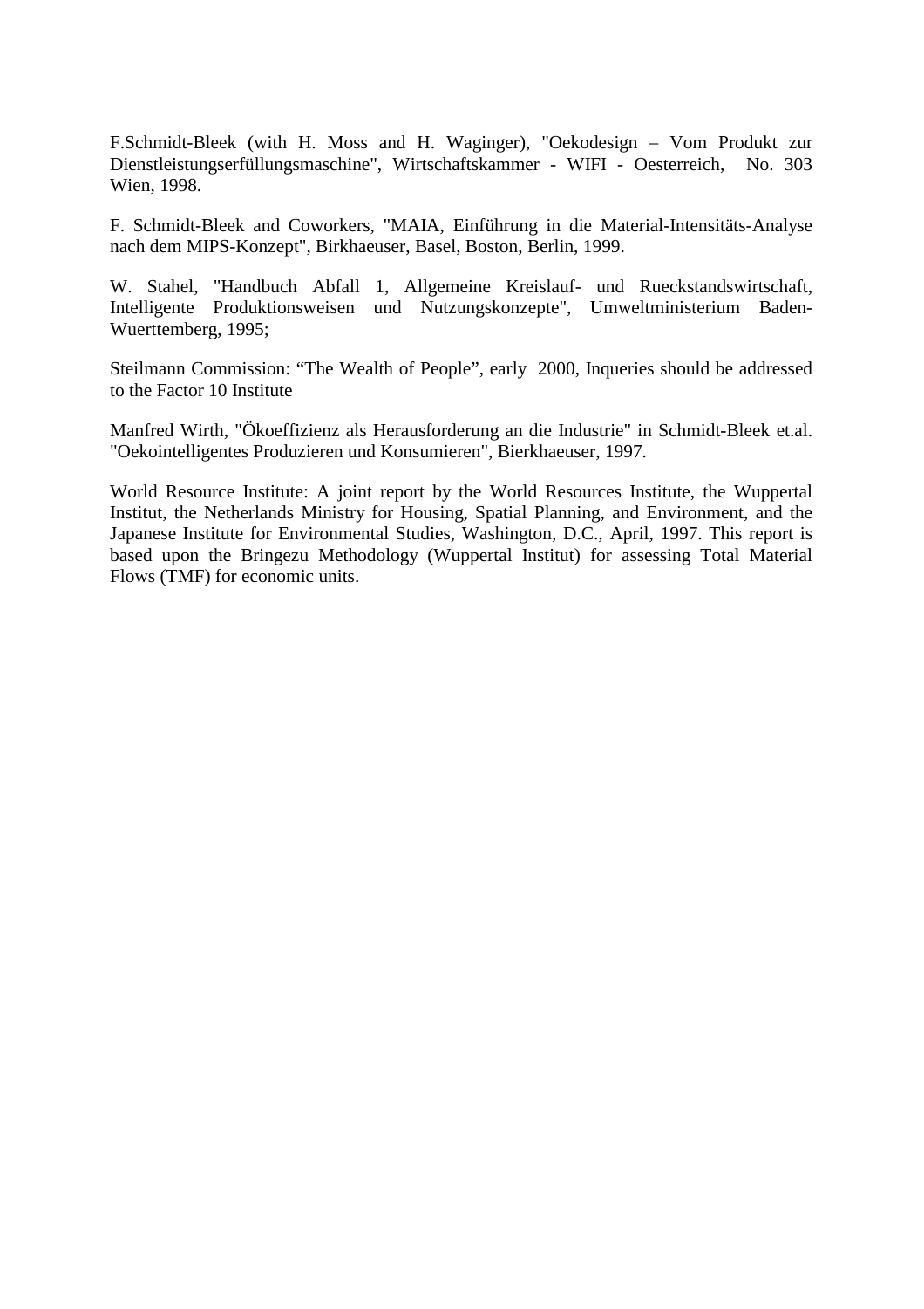F.Schmidt-Bleek (with H. Moss and H. Waginger), "Oekodesign – Vom Produkt zur Dienstleistungserfüllungsmaschine", Wirtschaftskammer - WIFI - Oesterreich, No. 303 Wien, 1998.

F. Schmidt-Bleek and Coworkers, "MAIA, Einführung in die Material-Intensitäts-Analyse nach dem MIPS-Konzept", Birkhaeuser, Basel, Boston, Berlin, 1999.

W. Stahel, "Handbuch Abfall 1, Allgemeine Kreislauf- und Rueckstandswirtschaft, Intelligente Produktionsweisen und Nutzungskonzepte", Umweltministerium Baden-Wuerttemberg, 1995;

Steilmann Commission: "The Wealth of People", early 2000, Inqueries should be addressed to the Factor 10 Institute

Manfred Wirth, "Ökoeffizienz als Herausforderung an die Industrie" in Schmidt-Bleek et.al. "Oekointelligentes Produzieren und Konsumieren", Bierkhaeuser, 1997.

World Resource Institute: A joint report by the World Resources Institute, the Wuppertal Institut, the Netherlands Ministry for Housing, Spatial Planning, and Environment, and the Japanese Institute for Environmental Studies, Washington, D.C., April, 1997. This report is based upon the Bringezu Methodology (Wuppertal Institut) for assessing Total Material Flows (TMF) for economic units.